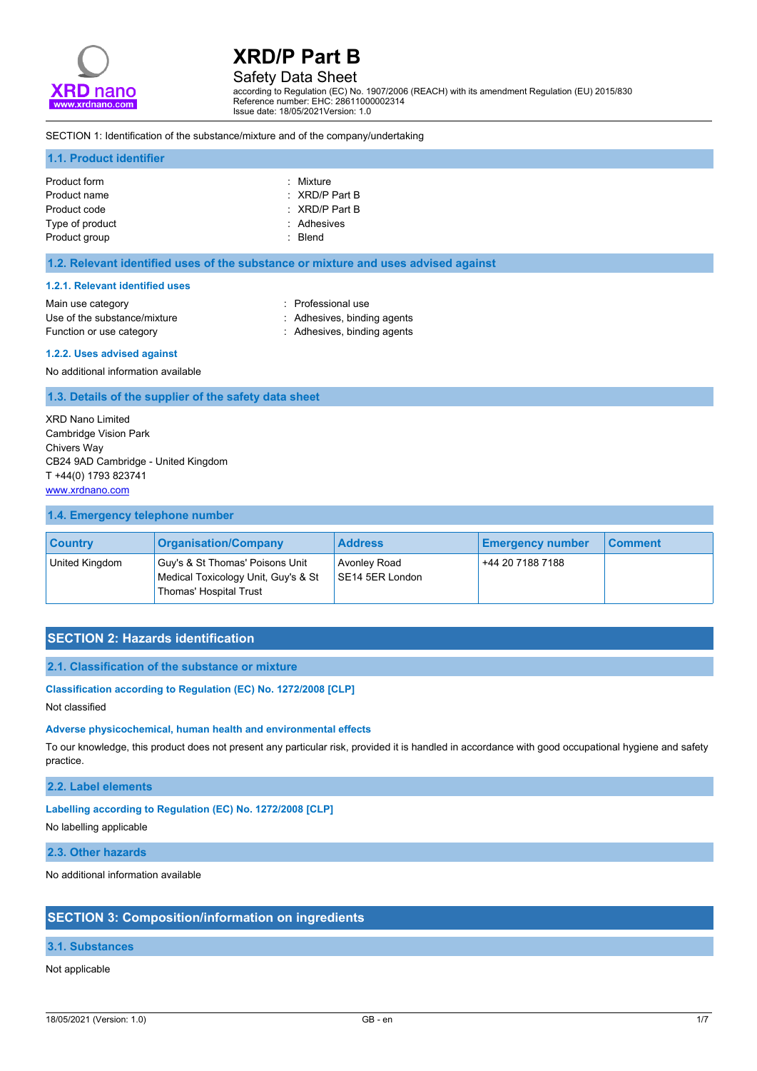# XRD/P Part B

Safety Data Sheet

according to Regulation (EC) No. 1907/2006 (REACH) with its amendment Regulation (EU) 2015/830
Reference number: EHC: 28611000002314
Issue date: 18/05/2021Version: 1.0

SECTION 1: Identification of the substance/mixture and of the company/undertaking

### 1.1. Product identifier

| | |
|---|---|
| Product form | : Mixture |
| Product name | : XRD/P Part B |
| Product code | : XRD/P Part B |
| Type of product | : Adhesives |
| Product group | : Blend |

### 1.2. Relevant identified uses of the substance or mixture and uses advised against

#### 1.2.1. Relevant identified uses

| | |
|---|---|
| Main use category | : Professional use |
| Use of the substance/mixture | : Adhesives, binding agents |
| Function or use category | : Adhesives, binding agents |

#### 1.2.2. Uses advised against

No additional information available

### 1.3. Details of the supplier of the safety data sheet

XRD Nano Limited
Cambridge Vision Park
Chivers Way
CB24 9AD Cambridge - United Kingdom
T +44(0) 1793 823741
www.xrdnano.com

### 1.4. Emergency telephone number

| Country | Organisation/Company | Address | Emergency number | Comment |
|---|---|---|---|---|
| United Kingdom | Guy's & St Thomas' Poisons Unit Medical Toxicology Unit, Guy's & St Thomas' Hospital Trust | Avonley Road SE14 5ER London | +44 20 7188 7188 | |

## SECTION 2: Hazards identification

### 2.1. Classification of the substance or mixture

**Classification according to Regulation (EC) No. 1272/2008 [CLP]**

Not classified

**Adverse physicochemical, human health and environmental effects**

To our knowledge, this product does not present any particular risk, provided it is handled in accordance with good occupational hygiene and safety practice.

### 2.2. Label elements

**Labelling according to Regulation (EC) No. 1272/2008 [CLP]**

No labelling applicable

### 2.3. Other hazards

No additional information available

## SECTION 3: Composition/information on ingredients

### 3.1. Substances

Not applicable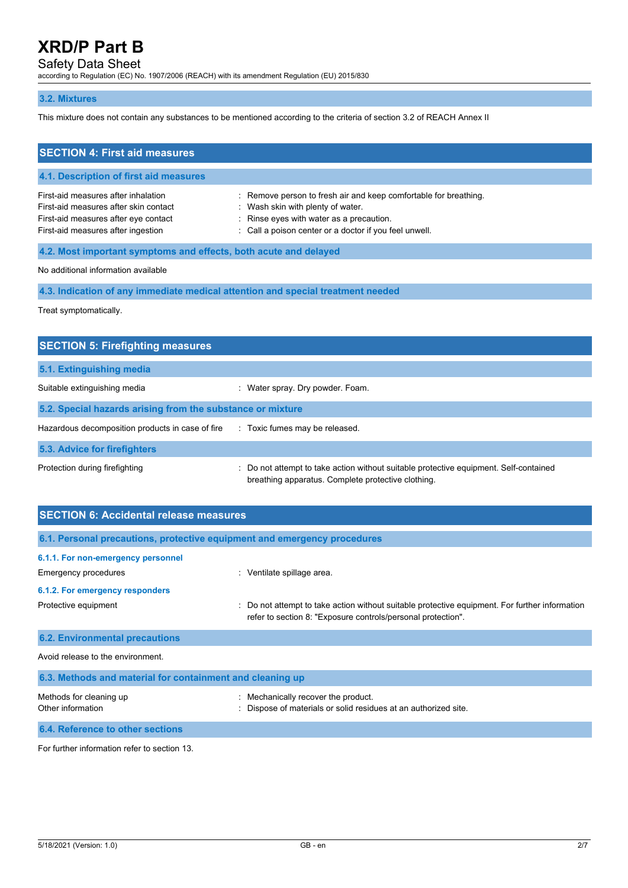### 3.2. Mixtures

This mixture does not contain any substances to be mentioned according to the criteria of section 3.2 of REACH Annex II

## SECTION 4: First aid measures

### 4.1. Description of first aid measures

| | |
|---|---|
| First-aid measures after inhalation | : Remove person to fresh air and keep comfortable for breathing. |
| First-aid measures after skin contact | : Wash skin with plenty of water. |
| First-aid measures after eye contact | : Rinse eyes with water as a precaution. |
| First-aid measures after ingestion | : Call a poison center or a doctor if you feel unwell. |

### 4.2. Most important symptoms and effects, both acute and delayed

No additional information available

### 4.3. Indication of any immediate medical attention and special treatment needed

Treat symptomatically.

## SECTION 5: Firefighting measures

### 5.1. Extinguishing media

| | |
|---|---|
| Suitable extinguishing media | : Water spray. Dry powder. Foam. |

### 5.2. Special hazards arising from the substance or mixture

| | |
|---|---|
| Hazardous decomposition products in case of fire | : Toxic fumes may be released. |

### 5.3. Advice for firefighters

| | |
|---|---|
| Protection during firefighting | : Do not attempt to take action without suitable protective equipment. Self-contained breathing apparatus. Complete protective clothing. |

## SECTION 6: Accidental release measures

### 6.1. Personal precautions, protective equipment and emergency procedures

#### 6.1.1. For non-emergency personnel

| | |
|---|---|
| Emergency procedures | : Ventilate spillage area. |

#### 6.1.2. For emergency responders

| | |
|---|---|
| Protective equipment | : Do not attempt to take action without suitable protective equipment. For further information refer to section 8: "Exposure controls/personal protection". |

### 6.2. Environmental precautions

Avoid release to the environment.

### 6.3. Methods and material for containment and cleaning up

| | |
|---|---|
| Methods for cleaning up | : Mechanically recover the product. |
| Other information | : Dispose of materials or solid residues at an authorized site. |

### 6.4. Reference to other sections

For further information refer to section 13.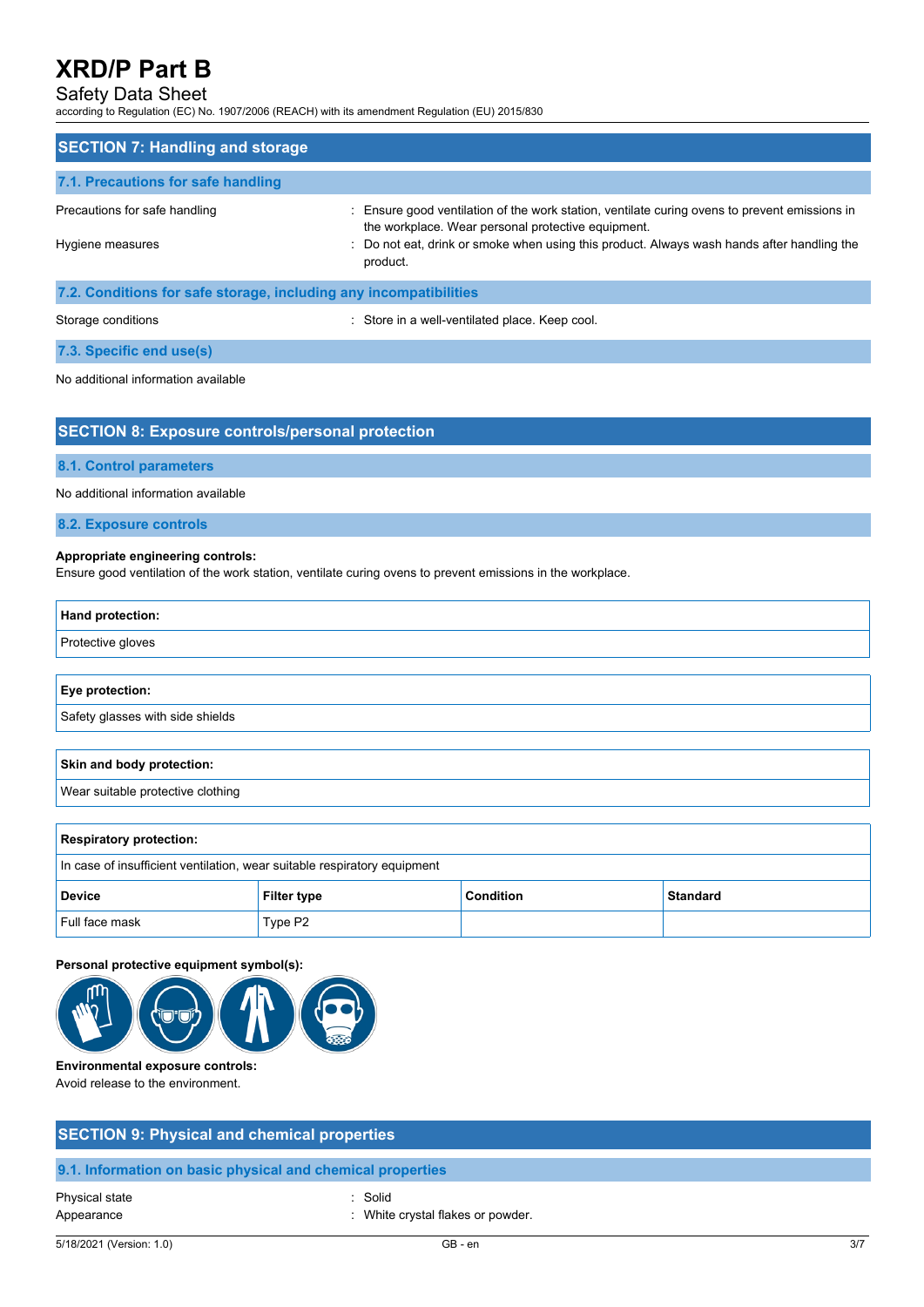## SECTION 7: Handling and storage

### 7.1. Precautions for safe handling

Precautions for safe handling : Ensure good ventilation of the work station, ventilate curing ovens to prevent emissions in the workplace. Wear personal protective equipment.

Hygiene measures : Do not eat, drink or smoke when using this product. Always wash hands after handling the product.

### 7.2. Conditions for safe storage, including any incompatibilities

Storage conditions : Store in a well-ventilated place. Keep cool.

### 7.3. Specific end use(s)

No additional information available

## SECTION 8: Exposure controls/personal protection

### 8.1. Control parameters

No additional information available

### 8.2. Exposure controls

**Appropriate engineering controls:**
Ensure good ventilation of the work station, ventilate curing ovens to prevent emissions in the workplace.

| Hand protection: |
|---|
| Protective gloves |

| Eye protection: |
|---|
| Safety glasses with side shields |

| Skin and body protection: |
|---|
| Wear suitable protective clothing |

**Respiratory protection:**

In case of insufficient ventilation, wear suitable respiratory equipment

| Device | Filter type | Condition | Standard |
|---|---|---|---|
| Full face mask | Type P2 | | |

**Personal protective equipment symbol(s):**

**Environmental exposure controls:**
Avoid release to the environment.

## SECTION 9: Physical and chemical properties

### 9.1. Information on basic physical and chemical properties

Physical state : Solid

Appearance : White crystal flakes or powder.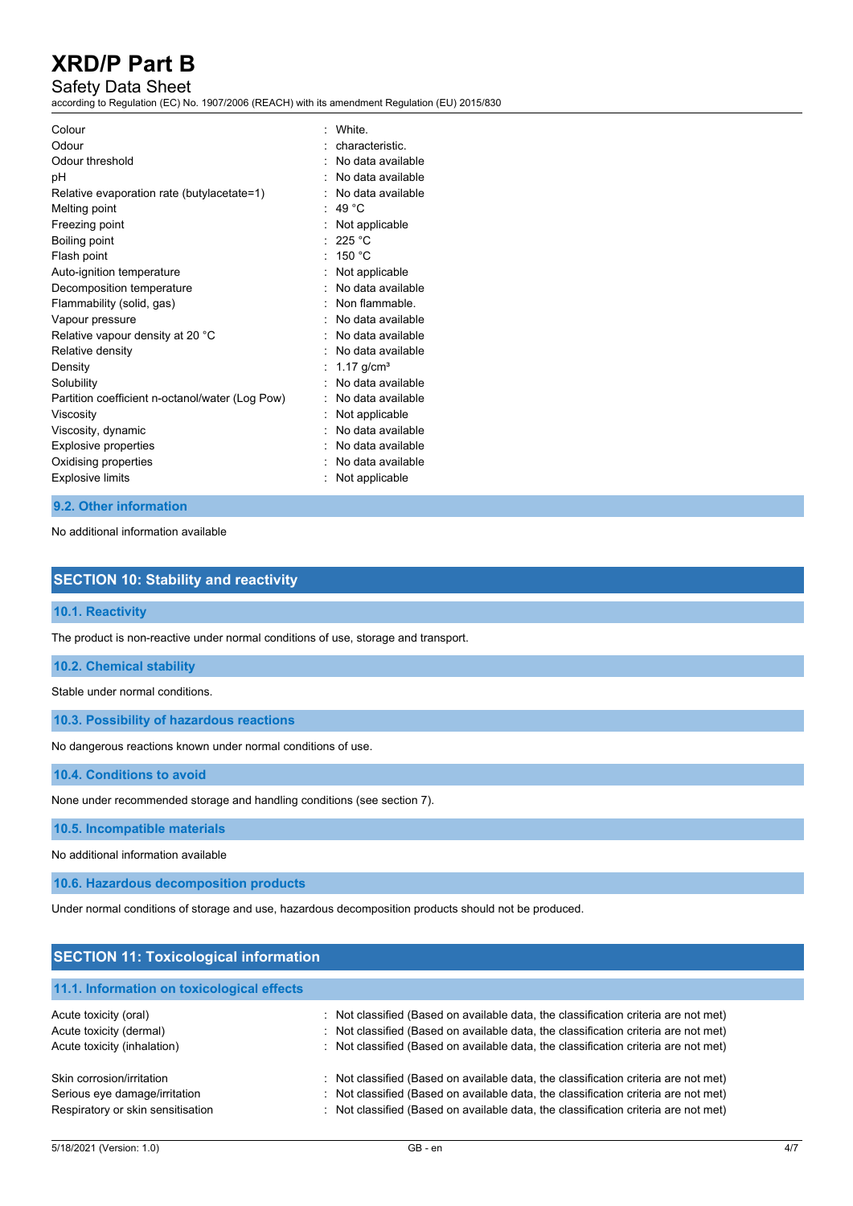| | |
|---|---|
| Colour | : White. |
| Odour | : characteristic. |
| Odour threshold | : No data available |
| pH | : No data available |
| Relative evaporation rate (butylacetate=1) | : No data available |
| Melting point | : 49 °C |
| Freezing point | : Not applicable |
| Boiling point | : 225 °C |
| Flash point | : 150 °C |
| Auto-ignition temperature | : Not applicable |
| Decomposition temperature | : No data available |
| Flammability (solid, gas) | : Non flammable. |
| Vapour pressure | : No data available |
| Relative vapour density at 20 °C | : No data available |
| Relative density | : No data available |
| Density | : 1.17 g/cm³ |
| Solubility | : No data available |
| Partition coefficient n-octanol/water (Log Pow) | : No data available |
| Viscosity | : Not applicable |
| Viscosity, dynamic | : No data available |
| Explosive properties | : No data available |
| Oxidising properties | : No data available |
| Explosive limits | : Not applicable |

### 9.2. Other information

No additional information available

## SECTION 10: Stability and reactivity

### 10.1. Reactivity

The product is non-reactive under normal conditions of use, storage and transport.

### 10.2. Chemical stability

Stable under normal conditions.

### 10.3. Possibility of hazardous reactions

No dangerous reactions known under normal conditions of use.

### 10.4. Conditions to avoid

None under recommended storage and handling conditions (see section 7).

### 10.5. Incompatible materials

No additional information available

### 10.6. Hazardous decomposition products

Under normal conditions of storage and use, hazardous decomposition products should not be produced.

## SECTION 11: Toxicological information

### 11.1. Information on toxicological effects

| | |
|---|---|
| Acute toxicity (oral) | : Not classified (Based on available data, the classification criteria are not met) |
| Acute toxicity (dermal) | : Not classified (Based on available data, the classification criteria are not met) |
| Acute toxicity (inhalation) | : Not classified (Based on available data, the classification criteria are not met) |
| Skin corrosion/irritation | : Not classified (Based on available data, the classification criteria are not met) |
| Serious eye damage/irritation | : Not classified (Based on available data, the classification criteria are not met) |
| Respiratory or skin sensitisation | : Not classified (Based on available data, the classification criteria are not met) |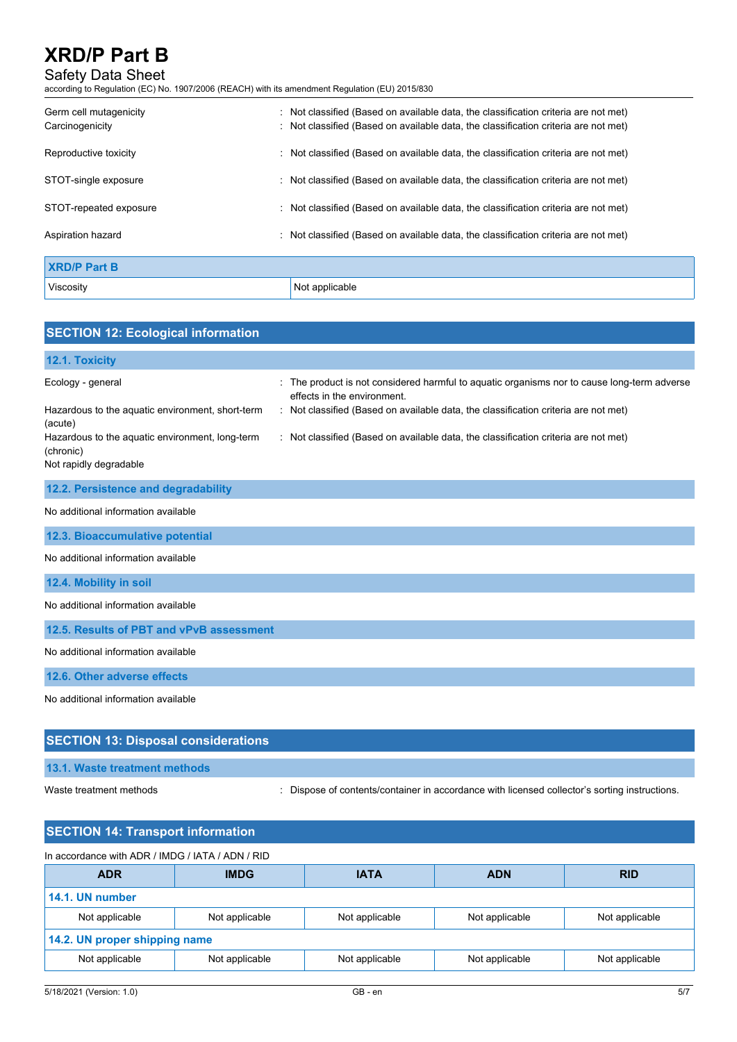Germ cell mutagenicity : Not classified (Based on available data, the classification criteria are not met)
Carcinogenicity : Not classified (Based on available data, the classification criteria are not met)

Reproductive toxicity : Not classified (Based on available data, the classification criteria are not met)

STOT-single exposure : Not classified (Based on available data, the classification criteria are not met)

STOT-repeated exposure : Not classified (Based on available data, the classification criteria are not met)

Aspiration hazard : Not classified (Based on available data, the classification criteria are not met)

| XRD/P Part B | |
|---|---|
| Viscosity | Not applicable |

## SECTION 12: Ecological information

### 12.1. Toxicity

Ecology - general : The product is not considered harmful to aquatic organisms nor to cause long-term adverse effects in the environment.

Hazardous to the aquatic environment, short-term (acute) : Not classified (Based on available data, the classification criteria are not met)

Hazardous to the aquatic environment, long-term (chronic) : Not classified (Based on available data, the classification criteria are not met)

Not rapidly degradable

### 12.2. Persistence and degradability

No additional information available

### 12.3. Bioaccumulative potential

No additional information available

### 12.4. Mobility in soil

No additional information available

### 12.5. Results of PBT and vPvB assessment

No additional information available

### 12.6. Other adverse effects

No additional information available

## SECTION 13: Disposal considerations

### 13.1. Waste treatment methods

Waste treatment methods : Dispose of contents/container in accordance with licensed collector's sorting instructions.

## SECTION 14: Transport information

In accordance with ADR / IMDG / IATA / ADN / RID

| ADR | IMDG | IATA | ADN | RID |
|---|---|---|---|---|
| **14.1. UN number** | | | | |
| Not applicable | Not applicable | Not applicable | Not applicable | Not applicable |
| **14.2. UN proper shipping name** | | | | |
| Not applicable | Not applicable | Not applicable | Not applicable | Not applicable |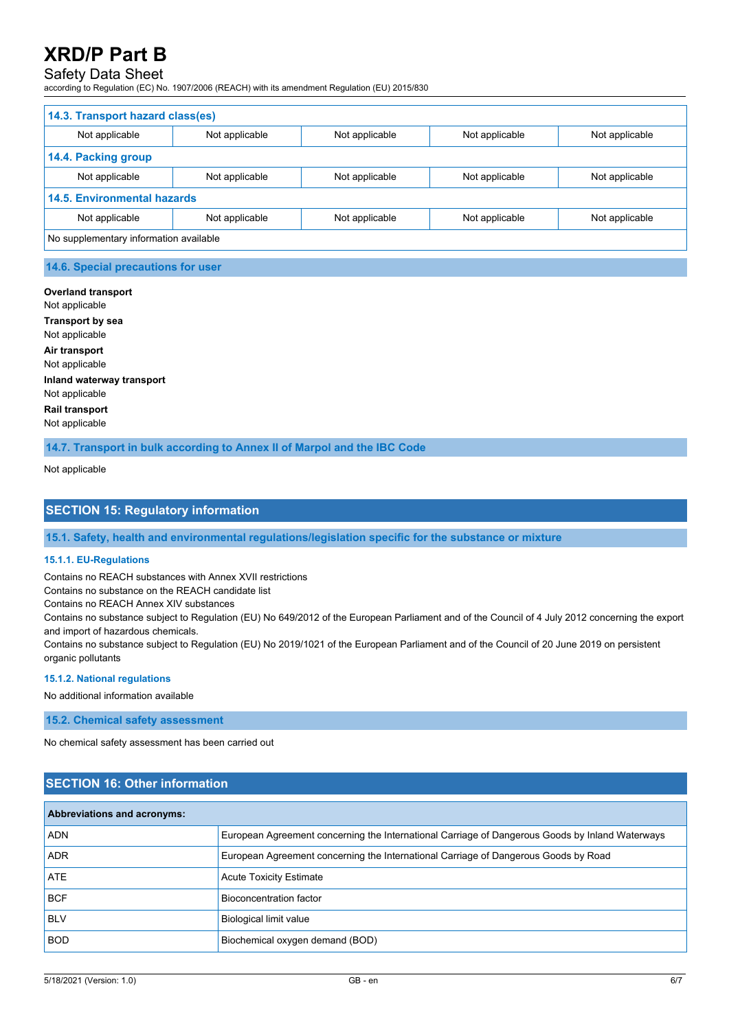| 14.3. Transport hazard class(es) | | | | |
|---|---|---|---|---|
| Not applicable | Not applicable | Not applicable | Not applicable | Not applicable |
| **14.4. Packing group** | | | | |
| Not applicable | Not applicable | Not applicable | Not applicable | Not applicable |
| **14.5. Environmental hazards** | | | | |
| Not applicable | Not applicable | Not applicable | Not applicable | Not applicable |
| No supplementary information available | | | | |

### 14.6. Special precautions for user

**Overland transport**
Not applicable

**Transport by sea**
Not applicable

**Air transport**
Not applicable

**Inland waterway transport**
Not applicable

**Rail transport**
Not applicable

### 14.7. Transport in bulk according to Annex II of Marpol and the IBC Code

Not applicable

## SECTION 15: Regulatory information

### 15.1. Safety, health and environmental regulations/legislation specific for the substance or mixture

#### 15.1.1. EU-Regulations

Contains no REACH substances with Annex XVII restrictions
Contains no substance on the REACH candidate list
Contains no REACH Annex XIV substances
Contains no substance subject to Regulation (EU) No 649/2012 of the European Parliament and of the Council of 4 July 2012 concerning the export and import of hazardous chemicals.
Contains no substance subject to Regulation (EU) No 2019/1021 of the European Parliament and of the Council of 20 June 2019 on persistent organic pollutants

#### 15.1.2. National regulations

No additional information available

### 15.2. Chemical safety assessment

No chemical safety assessment has been carried out

## SECTION 16: Other information

| Abbreviations and acronyms: | |
|---|---|
| ADN | European Agreement concerning the International Carriage of Dangerous Goods by Inland Waterways |
| ADR | European Agreement concerning the International Carriage of Dangerous Goods by Road |
| ATE | Acute Toxicity Estimate |
| BCF | Bioconcentration factor |
| BLV | Biological limit value |
| BOD | Biochemical oxygen demand (BOD) |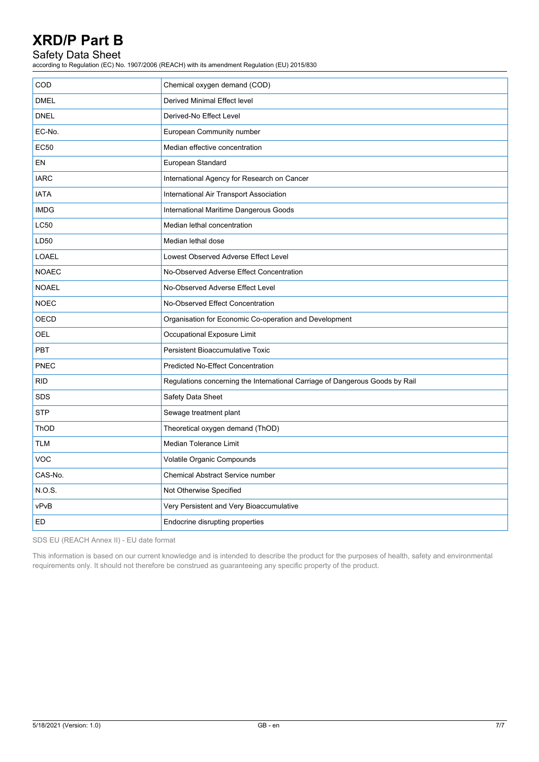| | |
|---|---|
| COD | Chemical oxygen demand (COD) |
| DMEL | Derived Minimal Effect level |
| DNEL | Derived-No Effect Level |
| EC-No. | European Community number |
| EC50 | Median effective concentration |
| EN | European Standard |
| IARC | International Agency for Research on Cancer |
| IATA | International Air Transport Association |
| IMDG | International Maritime Dangerous Goods |
| LC50 | Median lethal concentration |
| LD50 | Median lethal dose |
| LOAEL | Lowest Observed Adverse Effect Level |
| NOAEC | No-Observed Adverse Effect Concentration |
| NOAEL | No-Observed Adverse Effect Level |
| NOEC | No-Observed Effect Concentration |
| OECD | Organisation for Economic Co-operation and Development |
| OEL | Occupational Exposure Limit |
| PBT | Persistent Bioaccumulative Toxic |
| PNEC | Predicted No-Effect Concentration |
| RID | Regulations concerning the International Carriage of Dangerous Goods by Rail |
| SDS | Safety Data Sheet |
| STP | Sewage treatment plant |
| ThOD | Theoretical oxygen demand (ThOD) |
| TLM | Median Tolerance Limit |
| VOC | Volatile Organic Compounds |
| CAS-No. | Chemical Abstract Service number |
| N.O.S. | Not Otherwise Specified |
| vPvB | Very Persistent and Very Bioaccumulative |
| ED | Endocrine disrupting properties |

SDS EU (REACH Annex II) - EU date format

This information is based on our current knowledge and is intended to describe the product for the purposes of health, safety and environmental requirements only. It should not therefore be construed as guaranteeing any specific property of the product.